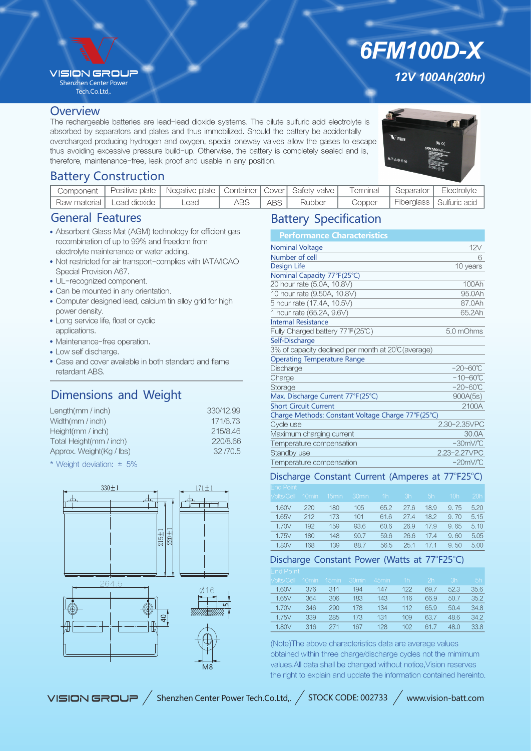VISION GROUP
Shenzhen Center Power Tech.Co.Ltd,.

# 6FM100D-X

**12V 100Ah(20hr)**

## Overview

The rechargeable batteries are lead-lead dioxide systems. The dilute sulfuric acid electrolyte is absorbed by separators and plates and thus immobilized. Should the battery be accidentally overcharged producing hydrogen and oxygen, special oneway valves allow the gases to escape thus avoiding excessive pressure build-up. Otherwise, the battery is completely sealed and is, therefore, maintenance-free, leak proof and usable in any position.

## Battery Construction

| Component | Positive plate | Negative plate | Container | Cover | Safety valve | Terminal | Separator | Electrolyte |
|---|---|---|---|---|---|---|---|---|
| Raw material | Lead dioxide | Lead | ABS | ABS | Rubber | Copper | Fiberglass | Sulfuric acid |

## General Features

- Absorbent Glass Mat (AGM) technology for efficient gas recombination of up to 99% and freedom from electrolyte maintenance or water adding.
- Not restricted for air transport-complies with IATA/ICAO Special Provision A67.
- UL-recognized component.
- Can be mounted in any orientation.
- Computer designed lead, calcium tin alloy grid for high power density.
- Long service life, float or cyclic applications.
- Maintenance-free operation.
- Low self discharge.
- Case and cover available in both standard and flame retardant ABS.

## Dimensions and Weight

| | |
|---|---|
| Length(mm / inch) | 330/12.99 |
| Width(mm / inch) | 171/6.73 |
| Height(mm / inch) | 215/8.46 |
| Total Height(mm / inch) | 220/8.66 |
| Approx. Weight(Kg / lbs) | 32 /70.5 |

\* Weight deviation: ± 5%

330±1　171±1　215±1　220±1　264.5　Ø16　5　40　M8

## Battery Specification

| Performance Characteristics | |
|---|---|
| **Nominal Voltage** | 12V |
| **Number of cell** | 6 |
| **Design Life** | 10 years |
| **Nominal Capacity 77°F(25°C)** | |
| 20 hour rate (5.0A, 10.8V) | 100Ah |
| 10 hour rate (9.50A, 10.8V) | 95.0Ah |
| 5 hour rate (17.4A, 10.5V) | 87.0Ah |
| 1 hour rate (65.2A, 9.6V) | 65.2Ah |
| **Internal Resistance** | |
| Fully Charged battery 77°F(25°C) | 5.0 mOhms |
| **Self-Discharge** | |
| 3% of capacity declined per month at 20°C(average) | |
| **Operating Temperature Range** | |
| Discharge | -20~60°C |
| Charge | -10~60°C |
| Storage | -20~60°C |
| **Max. Discharge Current 77°F(25°C)** | 900A(5s) |
| **Short Circuit Current** | 2100A |
| **Charge Methods: Constant Voltage Charge 77°F(25°C)** | |
| Cycle use | 2.30-2.35VPC |
| Maximum charging current | 30.0A |
| Temperature compensation | -30mV/°C |
| Standby use | 2.23-2.27VPC |
| Temperature compensation | -20mV/°C |

## Discharge Constant Current (Amperes at 77°F25°C)

| End Point Volts/Cell | 10min | 15min | 30min | 1h | 3h | 5h | 10h | 20h |
|---|---|---|---|---|---|---|---|---|
| 1.60V | 220 | 180 | 105 | 65.2 | 27.6 | 18.9 | 9.75 | 5.20 |
| 1.65V | 212 | 173 | 101 | 61.6 | 27.4 | 18.2 | 9.70 | 5.15 |
| 1.70V | 192 | 159 | 93.6 | 60.6 | 26.9 | 17.9 | 9.65 | 5.10 |
| 1.75V | 180 | 148 | 90.7 | 59.6 | 26.6 | 17.4 | 9.60 | 5.05 |
| 1.80V | 168 | 139 | 88.7 | 56.5 | 25.1 | 17.1 | 9.50 | 5.00 |

## Discharge Constant Power (Watts at 77°F25°C)

| End Point Volts/Cell | 10min | 15min | 30min | 45min | 1h | 2h | 3h | 5h |
|---|---|---|---|---|---|---|---|---|
| 1.60V | 376 | 311 | 194 | 147 | 122 | 69.7 | 52.3 | 35.6 |
| 1.65V | 364 | 306 | 183 | 143 | 116 | 66.9 | 50.7 | 35.2 |
| 1.70V | 346 | 290 | 178 | 134 | 112 | 65.9 | 50.4 | 34.8 |
| 1.75V | 339 | 285 | 173 | 131 | 109 | 63.7 | 48.6 | 34.2 |
| 1.80V | 316 | 271 | 167 | 128 | 102 | 61.7 | 48.0 | 33.8 |

(Note)The above characteristics data are average values obtained within three charge/discharge cycles not the mimimum values.All data shall be changed without notice,Vision reserves the right to explain and update the information contained hereinto.

VISION GROUP / Shenzhen Center Power Tech.Co.Ltd,. / STOCK CODE: 002733 / www.vision-batt.com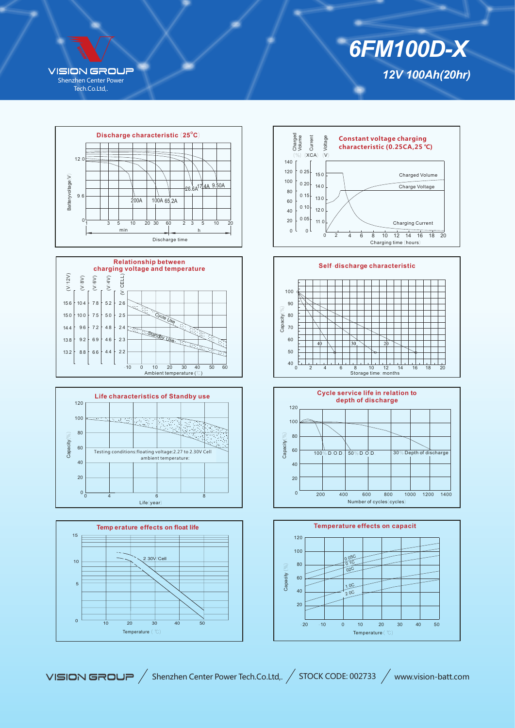VISION GROUP
Shenzhen Center Power Tech.Co.Ltd,.

# 6FM100D-X

*12V 100Ah(20hr)*

## Discharge characteristic (25°C)

Batteryvoltage(V)
12.0
9.6
0
200A
100A 65.2A
26.6A 17.4A 9.50A
1 3 5 10 20 30 60 2 3 5 10 20
min h
Discharge time

## Constant voltage charging characteristic (0.25CA,25 ℃)

Charged Volume (%) Current (XCA) Voltage (V)
140 120 100 80 60 40 20 0
0.25 0.20 0.15 0.10 0.05 0
15.0 14.0 13.0 12.0 11.0
Charged Volume
Charge Voltage
Charging Current
0 2 4 6 8 10 12 14 16 18 20
Charging time (hours)

## Relationship between charging voltage and temperature

(V/12V) (V/8V) (V/6V) (V/4V) (V/CELL)
15.6 10.4 7.8 5.2 2.6
15.0 10.0 7.5 5.0 2.5
14.4 9.6 7.2 4.8 2.4
13.8 9.2 6.9 4.6 2.3
13.2 8.8 6.6 4.4 2.2
Cycle Use
Standby Use
-10 0 10 20 30 40 50 60
Ambient temperature (℃)

## Self-discharge characteristic

Capacity(%)
100 90 80 70 60 50 40
40 30 20
0 2 4 6 8 10 12 14 16 18 20
Storage time(months)

## Life characteristics of Standby use

Capacity(%)
120 100 80 60 40 20 0
Testing conditions:floating voltage:2.27 to 2.30V/Cell
ambient temperature:
0 4 6 8
Life(year)

## Cycle service life in relation to depth of discharge

Capacity(%)
120 100 80 60 40 20 0
100% D O D
50% D O D
30% Depth of discharge
200 400 600 800 1000 1200 1400
Number of cycles(cycles)

## Temperature effects on float life

15 10 5 0
2.30V/Cell
10 20 30 40 50
Temperature (℃)

## Temperature effects on capacit

Capacity(%)
120 100 80 60 40 20
0.05C
0.1C
02C
1.0C
2.0C
-20 -10 0 10 20 30 40 50
Temperature(℃)

VISION GROUP / Shenzhen Center Power Tech.Co.Ltd,. / STOCK CODE: 002733 / www.vision-batt.com